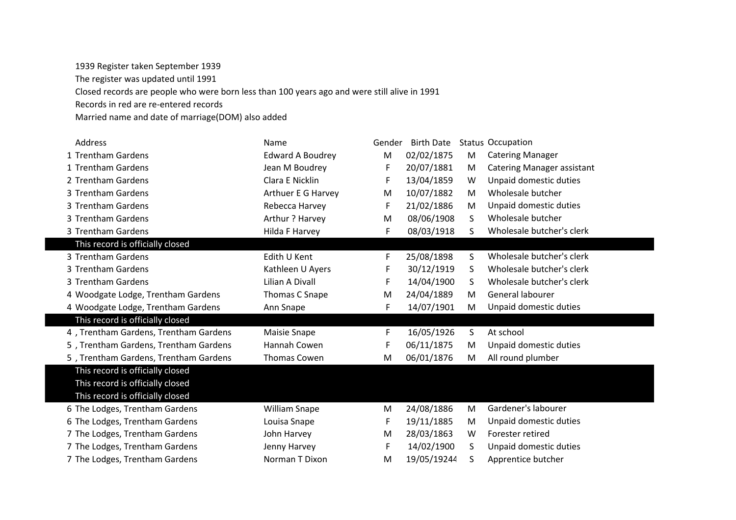1939 Register taken September 1939

The register was updated until 1991

Closed records are people who were born less than 100 years ago and were still alive in 1991

Records in red are re-entered records

Married name and date of marriage(DOM) also added

| Address | Name | Gender | Birth Date | Status | Occupation |
|---|---|---|---|---|---|
| 1 Trentham Gardens | Edward A Boudrey | M | 02/02/1875 | M | Catering Manager |
| 1 Trentham Gardens | Jean M Boudrey | F | 20/07/1881 | M | Catering Manager assistant |
| 2 Trentham Gardens | Clara E Nicklin | F | 13/04/1859 | W | Unpaid domestic duties |
| 3 Trentham Gardens | Arthuer E G Harvey | M | 10/07/1882 | M | Wholesale butcher |
| 3 Trentham Gardens | Rebecca Harvey | F | 21/02/1886 | M | Unpaid domestic duties |
| 3 Trentham Gardens | Arthur ? Harvey | M | 08/06/1908 | S | Wholesale butcher |
| 3 Trentham Gardens | Hilda F Harvey | F | 08/03/1918 | S | Wholesale butcher's clerk |
| This record is officially closed | | | | | |
| 3 Trentham Gardens | Edith U Kent | F | 25/08/1898 | S | Wholesale butcher's clerk |
| 3 Trentham Gardens | Kathleen U Ayers | F | 30/12/1919 | S | Wholesale butcher's clerk |
| 3 Trentham Gardens | Lilian A Divall | F | 14/04/1900 | S | Wholesale butcher's clerk |
| 4 Woodgate Lodge, Trentham Gardens | Thomas C Snape | M | 24/04/1889 | M | General labourer |
| 4 Woodgate Lodge, Trentham Gardens | Ann Snape | F | 14/07/1901 | M | Unpaid domestic duties |
| This record is officially closed | | | | | |
| 4 , Trentham Gardens, Trentham Gardens | Maisie Snape | F | 16/05/1926 | S | At school |
| 5 , Trentham Gardens, Trentham Gardens | Hannah Cowen | F | 06/11/1875 | M | Unpaid domestic duties |
| 5 , Trentham Gardens, Trentham Gardens | Thomas Cowen | M | 06/01/1876 | M | All round plumber |
| This record is officially closed | | | | | |
| This record is officially closed | | | | | |
| This record is officially closed | | | | | |
| 6 The Lodges, Trentham Gardens | William Snape | M | 24/08/1886 | M | Gardener's labourer |
| 6 The Lodges, Trentham Gardens | Louisa Snape | F | 19/11/1885 | M | Unpaid domestic duties |
| 7 The Lodges, Trentham Gardens | John Harvey | M | 28/03/1863 | W | Forester retired |
| 7 The Lodges, Trentham Gardens | Jenny Harvey | F | 14/02/1900 | S | Unpaid domestic duties |
| 7 The Lodges, Trentham Gardens | Norman T Dixon | M | 19/05/19244 | S | Apprentice butcher |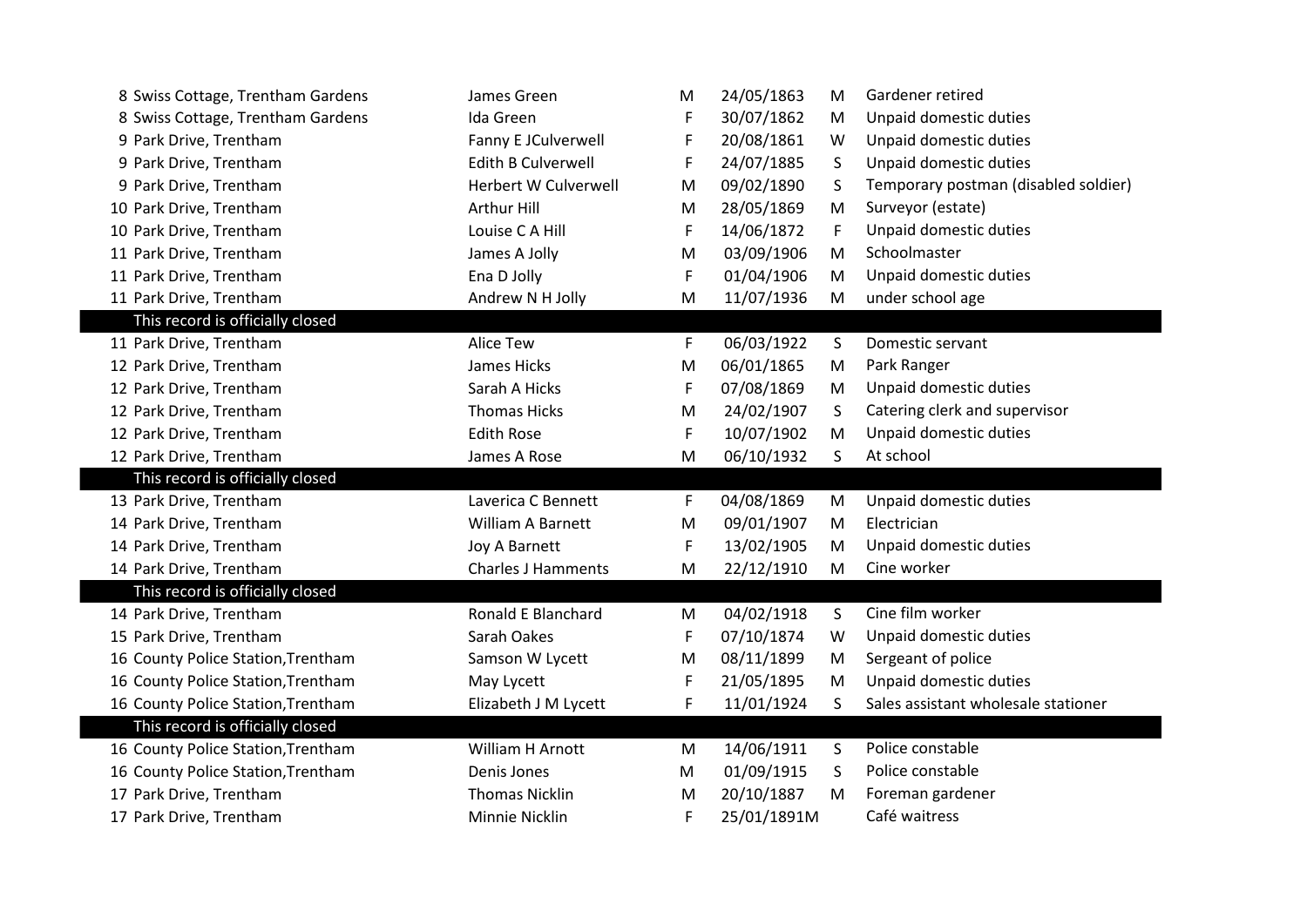| | | | | | |
|---|---|---|---|---|---|
| 8 Swiss Cottage, Trentham Gardens | James Green | M | 24/05/1863 | M | Gardener retired |
| 8 Swiss Cottage, Trentham Gardens | Ida Green | F | 30/07/1862 | M | Unpaid domestic duties |
| 9 Park Drive, Trentham | Fanny E JCulverwell | F | 20/08/1861 | W | Unpaid domestic duties |
| 9 Park Drive, Trentham | Edith B Culverwell | F | 24/07/1885 | S | Unpaid domestic duties |
| 9 Park Drive, Trentham | Herbert W Culverwell | M | 09/02/1890 | S | Temporary postman (disabled soldier) |
| 10 Park Drive, Trentham | Arthur Hill | M | 28/05/1869 | M | Surveyor (estate) |
| 10 Park Drive, Trentham | Louise C A Hill | F | 14/06/1872 | F | Unpaid domestic duties |
| 11 Park Drive, Trentham | James A Jolly | M | 03/09/1906 | M | Schoolmaster |
| 11 Park Drive, Trentham | Ena D Jolly | F | 01/04/1906 | M | Unpaid domestic duties |
| 11 Park Drive, Trentham | Andrew N H Jolly | M | 11/07/1936 | M | under school age |
| This record is officially closed | | | | | |
| 11 Park Drive, Trentham | Alice Tew | F | 06/03/1922 | S | Domestic servant |
| 12 Park Drive, Trentham | James Hicks | M | 06/01/1865 | M | Park Ranger |
| 12 Park Drive, Trentham | Sarah A Hicks | F | 07/08/1869 | M | Unpaid domestic duties |
| 12 Park Drive, Trentham | Thomas Hicks | M | 24/02/1907 | S | Catering clerk and supervisor |
| 12 Park Drive, Trentham | Edith Rose | F | 10/07/1902 | M | Unpaid domestic duties |
| 12 Park Drive, Trentham | James A Rose | M | 06/10/1932 | S | At school |
| This record is officially closed | | | | | |
| 13 Park Drive, Trentham | Laverica C Bennett | F | 04/08/1869 | M | Unpaid domestic duties |
| 14 Park Drive, Trentham | William A Barnett | M | 09/01/1907 | M | Electrician |
| 14 Park Drive, Trentham | Joy A Barnett | F | 13/02/1905 | M | Unpaid domestic duties |
| 14 Park Drive, Trentham | Charles J Hamments | M | 22/12/1910 | M | Cine worker |
| This record is officially closed | | | | | |
| 14 Park Drive, Trentham | Ronald E Blanchard | M | 04/02/1918 | S | Cine film worker |
| 15 Park Drive, Trentham | Sarah Oakes | F | 07/10/1874 | W | Unpaid domestic duties |
| 16 County Police Station,Trentham | Samson W Lycett | M | 08/11/1899 | M | Sergeant of police |
| 16 County Police Station,Trentham | May Lycett | F | 21/05/1895 | M | Unpaid domestic duties |
| 16 County Police Station,Trentham | Elizabeth J M Lycett | F | 11/01/1924 | S | Sales assistant wholesale stationer |
| This record is officially closed | | | | | |
| 16 County Police Station,Trentham | William H Arnott | M | 14/06/1911 | S | Police constable |
| 16 County Police Station,Trentham | Denis Jones | M | 01/09/1915 | S | Police constable |
| 17 Park Drive, Trentham | Thomas Nicklin | M | 20/10/1887 | M | Foreman gardener |
| 17 Park Drive, Trentham | Minnie Nicklin | F | 25/01/1891M | | Café waitress |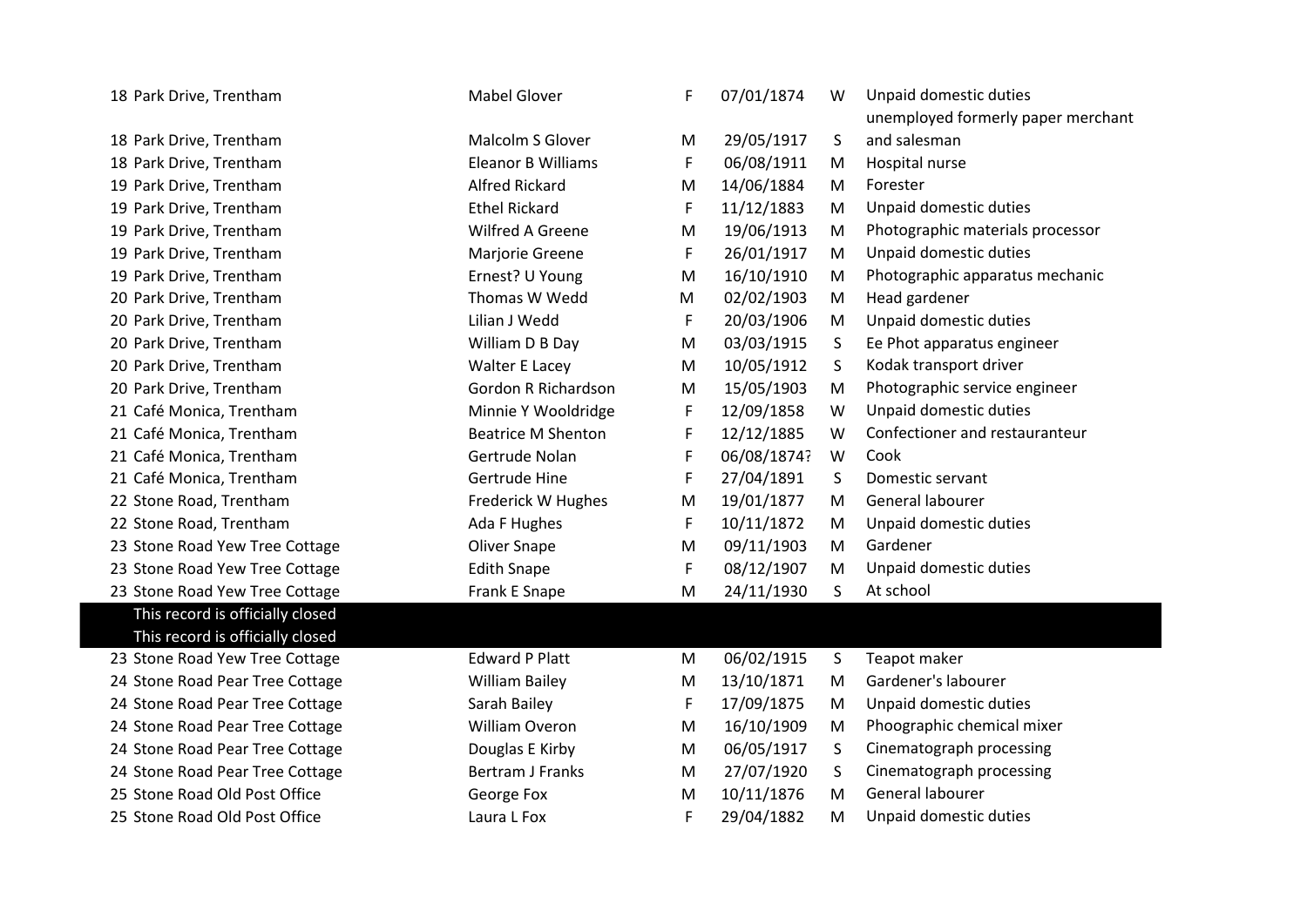| | | | | | |
|---|---|---|---|---|---|
| 18 Park Drive, Trentham | Mabel Glover | F | 07/01/1874 | W | Unpaid domestic duties |
| 18 Park Drive, Trentham | Malcolm S Glover | M | 29/05/1917 | S | unemployed formerly paper merchant and salesman |
| 18 Park Drive, Trentham | Eleanor B Williams | F | 06/08/1911 | M | Hospital nurse |
| 19 Park Drive, Trentham | Alfred Rickard | M | 14/06/1884 | M | Forester |
| 19 Park Drive, Trentham | Ethel Rickard | F | 11/12/1883 | M | Unpaid domestic duties |
| 19 Park Drive, Trentham | Wilfred A Greene | M | 19/06/1913 | M | Photographic materials processor |
| 19 Park Drive, Trentham | Marjorie Greene | F | 26/01/1917 | M | Unpaid domestic duties |
| 19 Park Drive, Trentham | Ernest? U Young | M | 16/10/1910 | M | Photographic apparatus mechanic |
| 20 Park Drive, Trentham | Thomas W Wedd | M | 02/02/1903 | M | Head gardener |
| 20 Park Drive, Trentham | Lilian J Wedd | F | 20/03/1906 | M | Unpaid domestic duties |
| 20 Park Drive, Trentham | William D B Day | M | 03/03/1915 | S | Ee Phot apparatus engineer |
| 20 Park Drive, Trentham | Walter E Lacey | M | 10/05/1912 | S | Kodak transport driver |
| 20 Park Drive, Trentham | Gordon R Richardson | M | 15/05/1903 | M | Photographic service engineer |
| 21 Café Monica, Trentham | Minnie Y Wooldridge | F | 12/09/1858 | W | Unpaid domestic duties |
| 21 Café Monica, Trentham | Beatrice M Shenton | F | 12/12/1885 | W | Confectioner and restauranteur |
| 21 Café Monica, Trentham | Gertrude Nolan | F | 06/08/1874? | W | Cook |
| 21 Café Monica, Trentham | Gertrude Hine | F | 27/04/1891 | S | Domestic servant |
| 22 Stone Road, Trentham | Frederick W Hughes | M | 19/01/1877 | M | General labourer |
| 22 Stone Road, Trentham | Ada F Hughes | F | 10/11/1872 | M | Unpaid domestic duties |
| 23 Stone Road Yew Tree Cottage | Oliver Snape | M | 09/11/1903 | M | Gardener |
| 23 Stone Road Yew Tree Cottage | Edith Snape | F | 08/12/1907 | M | Unpaid domestic duties |
| 23 Stone Road Yew Tree Cottage | Frank E Snape | M | 24/11/1930 | S | At school |
| This record is officially closed | | | | | |
| This record is officially closed | | | | | |
| 23 Stone Road Yew Tree Cottage | Edward P Platt | M | 06/02/1915 | S | Teapot maker |
| 24 Stone Road Pear Tree Cottage | William Bailey | M | 13/10/1871 | M | Gardener's labourer |
| 24 Stone Road Pear Tree Cottage | Sarah Bailey | F | 17/09/1875 | M | Unpaid domestic duties |
| 24 Stone Road Pear Tree Cottage | William Overon | M | 16/10/1909 | M | Phoographic chemical mixer |
| 24 Stone Road Pear Tree Cottage | Douglas E Kirby | M | 06/05/1917 | S | Cinematograph processing |
| 24 Stone Road Pear Tree Cottage | Bertram J Franks | M | 27/07/1920 | S | Cinematograph processing |
| 25 Stone Road Old Post Office | George Fox | M | 10/11/1876 | M | General labourer |
| 25 Stone Road Old Post Office | Laura L Fox | F | 29/04/1882 | M | Unpaid domestic duties |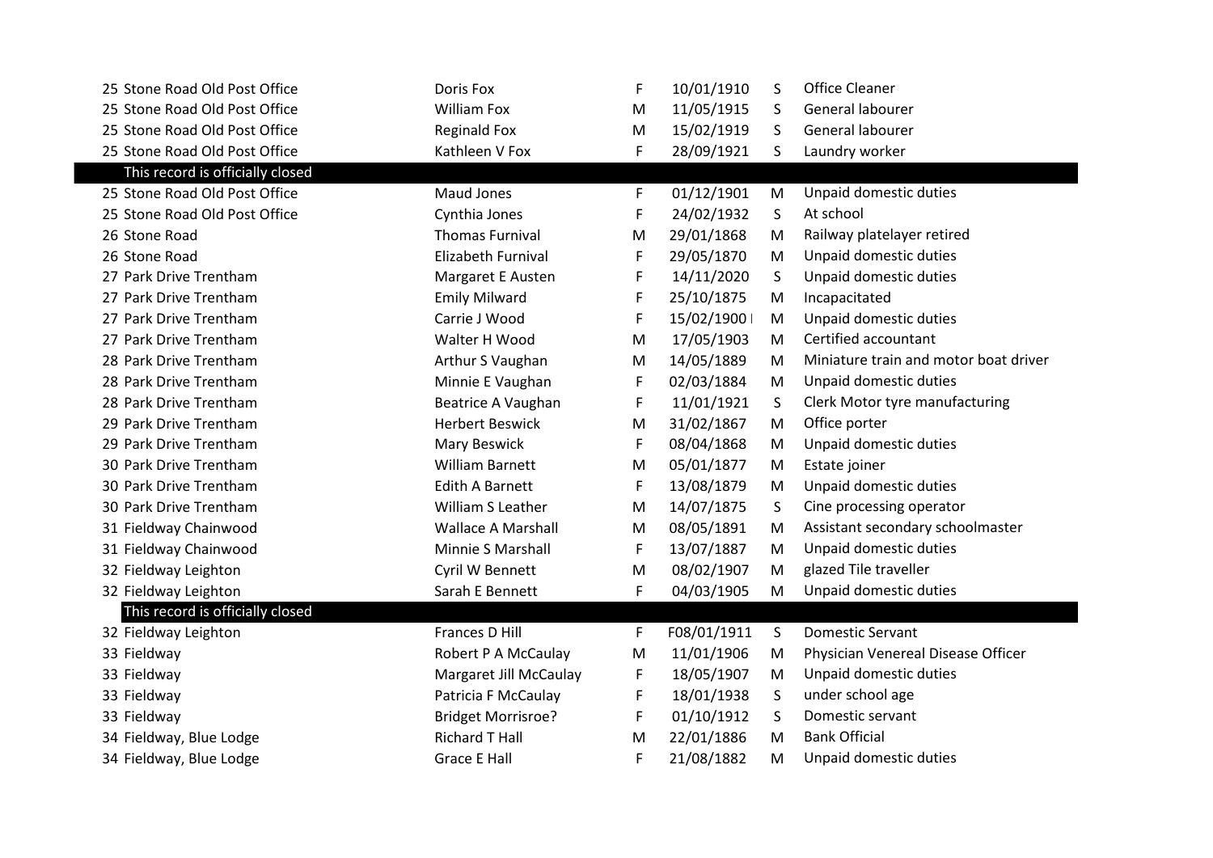| | | | | | |
|---|---|---|---|---|---|
| 25 Stone Road Old Post Office | Doris Fox | F | 10/01/1910 | S | Office Cleaner |
| 25 Stone Road Old Post Office | William Fox | M | 11/05/1915 | S | General labourer |
| 25 Stone Road Old Post Office | Reginald Fox | M | 15/02/1919 | S | General labourer |
| 25 Stone Road Old Post Office | Kathleen V Fox | F | 28/09/1921 | S | Laundry worker |
| This record is officially closed | | | | | |
| 25 Stone Road Old Post Office | Maud Jones | F | 01/12/1901 | M | Unpaid domestic duties |
| 25 Stone Road Old Post Office | Cynthia Jones | F | 24/02/1932 | S | At school |
| 26 Stone Road | Thomas Furnival | M | 29/01/1868 | M | Railway platelayer retired |
| 26 Stone Road | Elizabeth Furnival | F | 29/05/1870 | M | Unpaid domestic duties |
| 27 Park Drive Trentham | Margaret E Austen | F | 14/11/2020 | S | Unpaid domestic duties |
| 27 Park Drive Trentham | Emily Milward | F | 25/10/1875 | M | Incapacitated |
| 27 Park Drive Trentham | Carrie J Wood | F | 15/02/1900 | M | Unpaid domestic duties |
| 27 Park Drive Trentham | Walter H Wood | M | 17/05/1903 | M | Certified accountant |
| 28 Park Drive Trentham | Arthur S Vaughan | M | 14/05/1889 | M | Miniature train and motor boat driver |
| 28 Park Drive Trentham | Minnie E Vaughan | F | 02/03/1884 | M | Unpaid domestic duties |
| 28 Park Drive Trentham | Beatrice A Vaughan | F | 11/01/1921 | S | Clerk Motor tyre manufacturing |
| 29 Park Drive Trentham | Herbert Beswick | M | 31/02/1867 | M | Office porter |
| 29 Park Drive Trentham | Mary Beswick | F | 08/04/1868 | M | Unpaid domestic duties |
| 30 Park Drive Trentham | William Barnett | M | 05/01/1877 | M | Estate joiner |
| 30 Park Drive Trentham | Edith A Barnett | F | 13/08/1879 | M | Unpaid domestic duties |
| 30 Park Drive Trentham | William S Leather | M | 14/07/1875 | S | Cine processing operator |
| 31 Fieldway Chainwood | Wallace A Marshall | M | 08/05/1891 | M | Assistant secondary schoolmaster |
| 31 Fieldway Chainwood | Minnie S Marshall | F | 13/07/1887 | M | Unpaid domestic duties |
| 32 Fieldway Leighton | Cyril W Bennett | M | 08/02/1907 | M | glazed Tile traveller |
| 32 Fieldway Leighton | Sarah E Bennett | F | 04/03/1905 | M | Unpaid domestic duties |
| This record is officially closed | | | | | |
| 32 Fieldway Leighton | Frances D Hill | F | F08/01/1911 | S | Domestic Servant |
| 33 Fieldway | Robert P A McCaulay | M | 11/01/1906 | M | Physician Venereal Disease Officer |
| 33 Fieldway | Margaret Jill McCaulay | F | 18/05/1907 | M | Unpaid domestic duties |
| 33 Fieldway | Patricia F McCaulay | F | 18/01/1938 | S | under school age |
| 33 Fieldway | Bridget Morrisroe? | F | 01/10/1912 | S | Domestic servant |
| 34 Fieldway, Blue Lodge | Richard T Hall | M | 22/01/1886 | M | Bank Official |
| 34 Fieldway, Blue Lodge | Grace E Hall | F | 21/08/1882 | M | Unpaid domestic duties |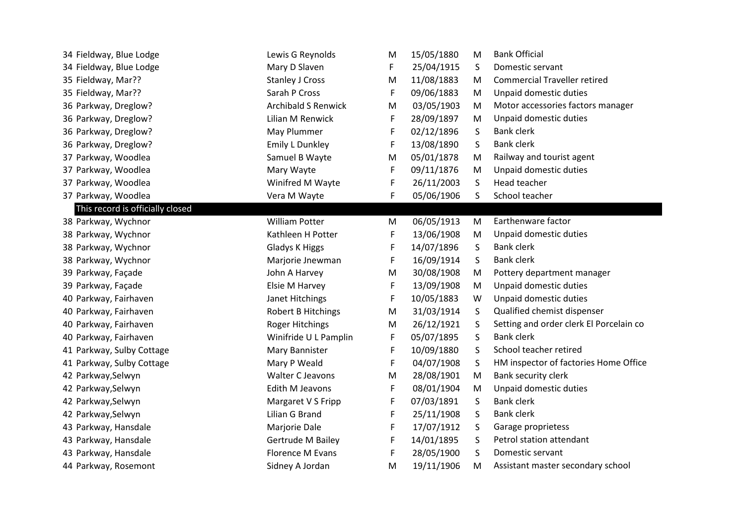| Address | Name | Sex | Date of Birth | Marital Status | Occupation |
|---|---|---|---|---|---|
| 34 Fieldway, Blue Lodge | Lewis G Reynolds | M | 15/05/1880 | M | Bank Official |
| 34 Fieldway, Blue Lodge | Mary D Slaven | F | 25/04/1915 | S | Domestic servant |
| 35 Fieldway, Mar?? | Stanley J Cross | M | 11/08/1883 | M | Commercial Traveller retired |
| 35 Fieldway, Mar?? | Sarah P Cross | F | 09/06/1883 | M | Unpaid domestic duties |
| 36 Parkway, Dreglow? | Archibald S Renwick | M | 03/05/1903 | M | Motor accessories factors manager |
| 36 Parkway, Dreglow? | Lilian M Renwick | F | 28/09/1897 | M | Unpaid domestic duties |
| 36 Parkway, Dreglow? | May Plummer | F | 02/12/1896 | S | Bank clerk |
| 36 Parkway, Dreglow? | Emily L Dunkley | F | 13/08/1890 | S | Bank clerk |
| 37 Parkway, Woodlea | Samuel B Wayte | M | 05/01/1878 | M | Railway and tourist agent |
| 37 Parkway, Woodlea | Mary Wayte | F | 09/11/1876 | M | Unpaid domestic duties |
| 37 Parkway, Woodlea | Winifred M Wayte | F | 26/11/2003 | S | Head teacher |
| 37 Parkway, Woodlea | Vera M Wayte | F | 05/06/1906 | S | School teacher |
| This record is officially closed | | | | | |
| 38 Parkway, Wychnor | William Potter | M | 06/05/1913 | M | Earthenware factor |
| 38 Parkway, Wychnor | Kathleen H Potter | F | 13/06/1908 | M | Unpaid domestic duties |
| 38 Parkway, Wychnor | Gladys K Higgs | F | 14/07/1896 | S | Bank clerk |
| 38 Parkway, Wychnor | Marjorie Jnewman | F | 16/09/1914 | S | Bank clerk |
| 39 Parkway, Façade | John A Harvey | M | 30/08/1908 | M | Pottery department manager |
| 39 Parkway, Façade | Elsie M Harvey | F | 13/09/1908 | M | Unpaid domestic duties |
| 40 Parkway, Fairhaven | Janet Hitchings | F | 10/05/1883 | W | Unpaid domestic duties |
| 40 Parkway, Fairhaven | Robert B Hitchings | M | 31/03/1914 | S | Qualified chemist dispenser |
| 40 Parkway, Fairhaven | Roger Hitchings | M | 26/12/1921 | S | Setting and order clerk El Porcelain co |
| 40 Parkway, Fairhaven | Winifride U L Pamplin | F | 05/07/1895 | S | Bank clerk |
| 41 Parkway, Sulby Cottage | Mary Bannister | F | 10/09/1880 | S | School teacher retired |
| 41 Parkway, Sulby Cottage | Mary P Weald | F | 04/07/1908 | S | HM inspector of factories Home Office |
| 42 Parkway,Selwyn | Walter C Jeavons | M | 28/08/1901 | M | Bank security clerk |
| 42 Parkway,Selwyn | Edith M Jeavons | F | 08/01/1904 | M | Unpaid domestic duties |
| 42 Parkway,Selwyn | Margaret V S Fripp | F | 07/03/1891 | S | Bank clerk |
| 42 Parkway,Selwyn | Lilian G Brand | F | 25/11/1908 | S | Bank clerk |
| 43 Parkway, Hansdale | Marjorie Dale | F | 17/07/1912 | S | Garage proprietess |
| 43 Parkway, Hansdale | Gertrude M Bailey | F | 14/01/1895 | S | Petrol station attendant |
| 43 Parkway, Hansdale | Florence M Evans | F | 28/05/1900 | S | Domestic servant |
| 44 Parkway, Rosemont | Sidney A Jordan | M | 19/11/1906 | M | Assistant master secondary school |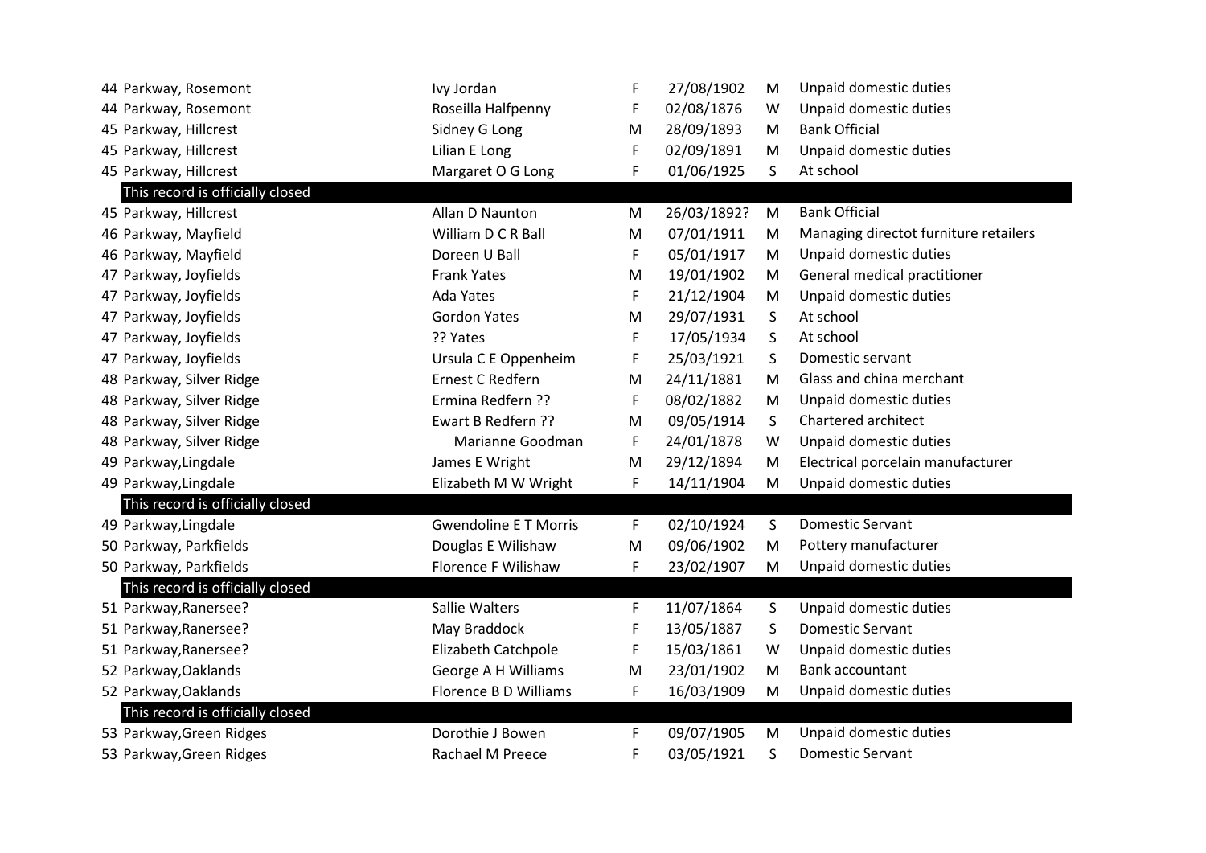| | | | | | |
|---|---|---|---|---|---|
| 44 Parkway, Rosemont | Ivy Jordan | F | 27/08/1902 | M | Unpaid domestic duties |
| 44 Parkway, Rosemont | Roseilla Halfpenny | F | 02/08/1876 | W | Unpaid domestic duties |
| 45 Parkway, Hillcrest | Sidney G Long | M | 28/09/1893 | M | Bank Official |
| 45 Parkway, Hillcrest | Lilian E Long | F | 02/09/1891 | M | Unpaid domestic duties |
| 45 Parkway, Hillcrest | Margaret O G Long | F | 01/06/1925 | S | At school |
| This record is officially closed | | | | | |
| 45 Parkway, Hillcrest | Allan D Naunton | M | 26/03/1892? | M | Bank Official |
| 46 Parkway, Mayfield | William D C R Ball | M | 07/01/1911 | M | Managing directot furniture retailers |
| 46 Parkway, Mayfield | Doreen U Ball | F | 05/01/1917 | M | Unpaid domestic duties |
| 47 Parkway, Joyfields | Frank Yates | M | 19/01/1902 | M | General medical practitioner |
| 47 Parkway, Joyfields | Ada Yates | F | 21/12/1904 | M | Unpaid domestic duties |
| 47 Parkway, Joyfields | Gordon Yates | M | 29/07/1931 | S | At school |
| 47 Parkway, Joyfields | ?? Yates | F | 17/05/1934 | S | At school |
| 47 Parkway, Joyfields | Ursula C E Oppenheim | F | 25/03/1921 | S | Domestic servant |
| 48 Parkway, Silver Ridge | Ernest C Redfern | M | 24/11/1881 | M | Glass and china merchant |
| 48 Parkway, Silver Ridge | Ermina Redfern ?? | F | 08/02/1882 | M | Unpaid domestic duties |
| 48 Parkway, Silver Ridge | Ewart B Redfern ?? | M | 09/05/1914 | S | Chartered architect |
| 48 Parkway, Silver Ridge | Marianne Goodman | F | 24/01/1878 | W | Unpaid domestic duties |
| 49 Parkway,Lingdale | James E Wright | M | 29/12/1894 | M | Electrical porcelain manufacturer |
| 49 Parkway,Lingdale | Elizabeth M W Wright | F | 14/11/1904 | M | Unpaid domestic duties |
| This record is officially closed | | | | | |
| 49 Parkway,Lingdale | Gwendoline E T Morris | F | 02/10/1924 | S | Domestic Servant |
| 50 Parkway, Parkfields | Douglas E Wilishaw | M | 09/06/1902 | M | Pottery manufacturer |
| 50 Parkway, Parkfields | Florence F Wilishaw | F | 23/02/1907 | M | Unpaid domestic duties |
| This record is officially closed | | | | | |
| 51 Parkway,Ranersee? | Sallie Walters | F | 11/07/1864 | S | Unpaid domestic duties |
| 51 Parkway,Ranersee? | May Braddock | F | 13/05/1887 | S | Domestic Servant |
| 51 Parkway,Ranersee? | Elizabeth Catchpole | F | 15/03/1861 | W | Unpaid domestic duties |
| 52 Parkway,Oaklands | George A H Williams | M | 23/01/1902 | M | Bank accountant |
| 52 Parkway,Oaklands | Florence B D Williams | F | 16/03/1909 | M | Unpaid domestic duties |
| This record is officially closed | | | | | |
| 53 Parkway,Green Ridges | Dorothie J Bowen | F | 09/07/1905 | M | Unpaid domestic duties |
| 53 Parkway,Green Ridges | Rachael M Preece | F | 03/05/1921 | S | Domestic Servant |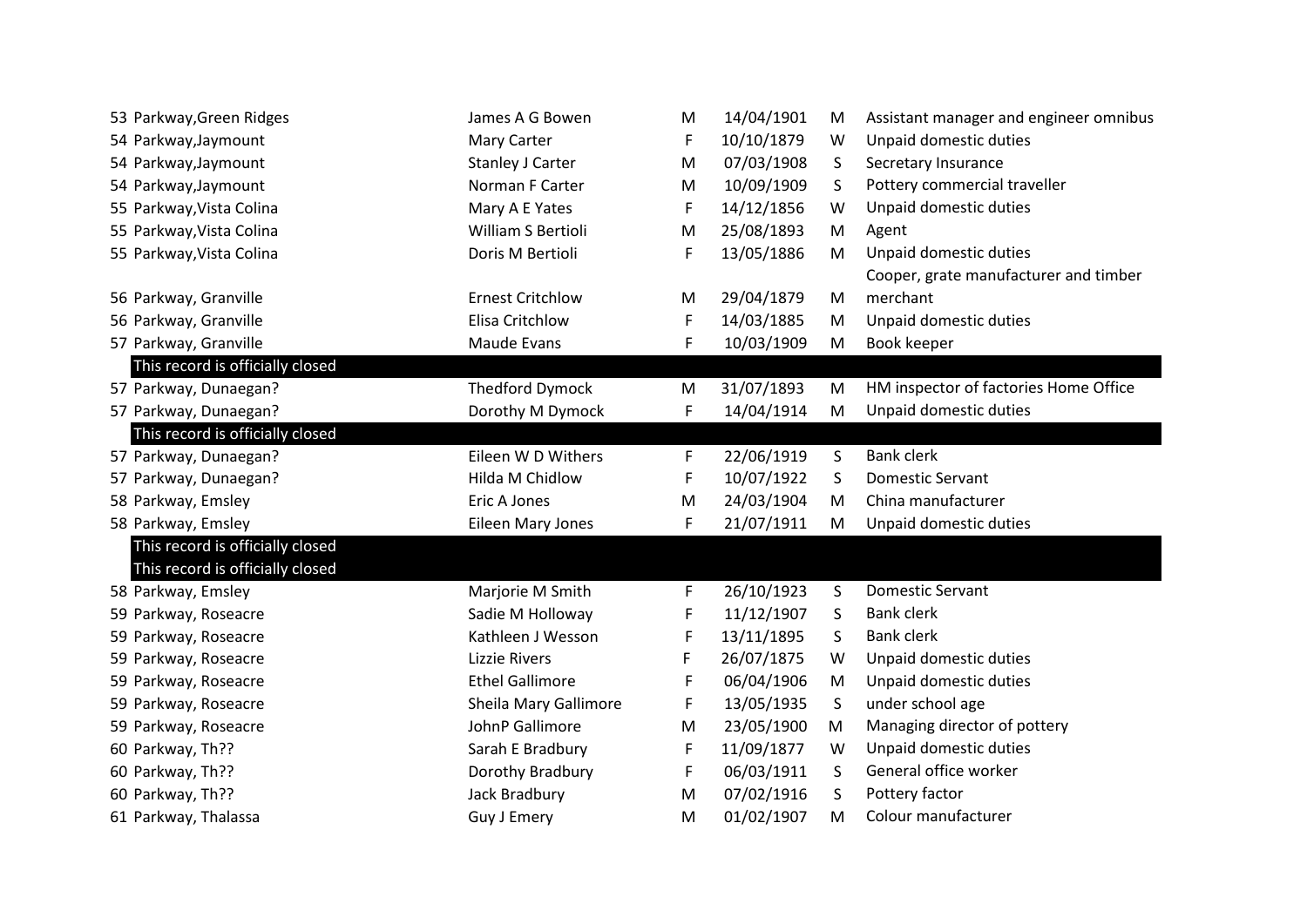| | | | | | |
|---|---|---|---|---|---|
| 53 Parkway,Green Ridges | James A G Bowen | M | 14/04/1901 | M | Assistant manager and engineer omnibus |
| 54 Parkway,Jaymount | Mary Carter | F | 10/10/1879 | W | Unpaid domestic duties |
| 54 Parkway,Jaymount | Stanley J Carter | M | 07/03/1908 | S | Secretary Insurance |
| 54 Parkway,Jaymount | Norman F Carter | M | 10/09/1909 | S | Pottery commercial traveller |
| 55 Parkway,Vista Colina | Mary A E Yates | F | 14/12/1856 | W | Unpaid domestic duties |
| 55 Parkway,Vista Colina | William S Bertioli | M | 25/08/1893 | M | Agent |
| 55 Parkway,Vista Colina | Doris M Bertioli | F | 13/05/1886 | M | Unpaid domestic duties |
| 56 Parkway, Granville | Ernest Critchlow | M | 29/04/1879 | M | Cooper, grate manufacturer and timber merchant |
| 56 Parkway, Granville | Elisa Critchlow | F | 14/03/1885 | M | Unpaid domestic duties |
| 57 Parkway, Granville | Maude Evans | F | 10/03/1909 | M | Book keeper |
| This record is officially closed | | | | | |
| 57 Parkway, Dunaegan? | Thedford Dymock | M | 31/07/1893 | M | HM inspector of factories Home Office |
| 57 Parkway, Dunaegan? | Dorothy M Dymock | F | 14/04/1914 | M | Unpaid domestic duties |
| This record is officially closed | | | | | |
| 57 Parkway, Dunaegan? | Eileen W D Withers | F | 22/06/1919 | S | Bank clerk |
| 57 Parkway, Dunaegan? | Hilda M Chidlow | F | 10/07/1922 | S | Domestic Servant |
| 58 Parkway, Emsley | Eric A Jones | M | 24/03/1904 | M | China manufacturer |
| 58 Parkway, Emsley | Eileen Mary Jones | F | 21/07/1911 | M | Unpaid domestic duties |
| This record is officially closed | | | | | |
| This record is officially closed | | | | | |
| 58 Parkway, Emsley | Marjorie M Smith | F | 26/10/1923 | S | Domestic Servant |
| 59 Parkway, Roseacre | Sadie M Holloway | F | 11/12/1907 | S | Bank clerk |
| 59 Parkway, Roseacre | Kathleen J Wesson | F | 13/11/1895 | S | Bank clerk |
| 59 Parkway, Roseacre | Lizzie Rivers | F | 26/07/1875 | W | Unpaid domestic duties |
| 59 Parkway, Roseacre | Ethel Gallimore | F | 06/04/1906 | M | Unpaid domestic duties |
| 59 Parkway, Roseacre | Sheila Mary Gallimore | F | 13/05/1935 | S | under school age |
| 59 Parkway, Roseacre | JohnP Gallimore | M | 23/05/1900 | M | Managing director of pottery |
| 60 Parkway, Th?? | Sarah E Bradbury | F | 11/09/1877 | W | Unpaid domestic duties |
| 60 Parkway, Th?? | Dorothy Bradbury | F | 06/03/1911 | S | General office worker |
| 60 Parkway, Th?? | Jack Bradbury | M | 07/02/1916 | S | Pottery factor |
| 61 Parkway, Thalassa | Guy J Emery | M | 01/02/1907 | M | Colour manufacturer |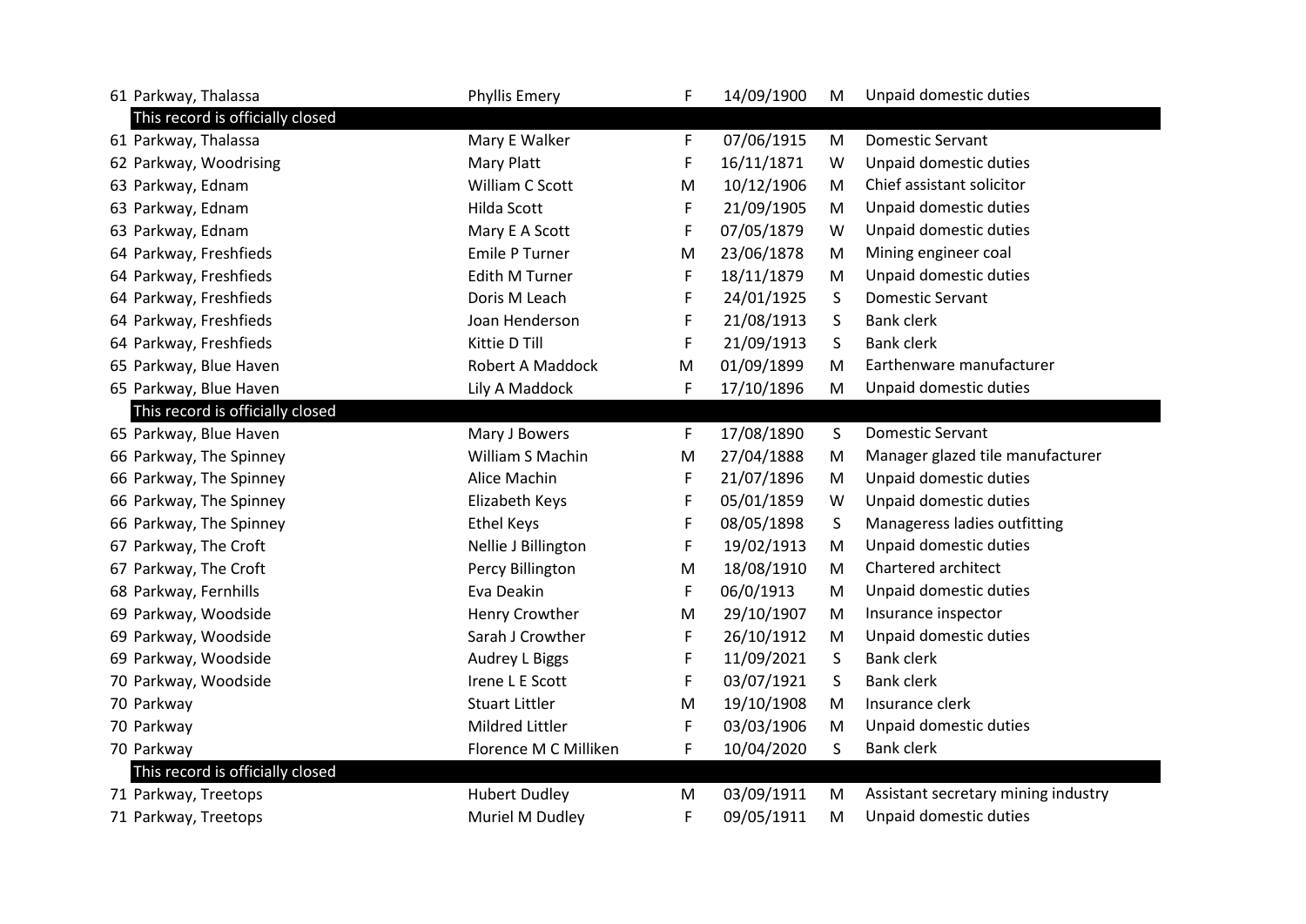| | | | | | |
|---|---|---|---|---|---|
| 61 Parkway, Thalassa | Phyllis Emery | F | 14/09/1900 | M | Unpaid domestic duties |
| This record is officially closed | | | | | |
| 61 Parkway, Thalassa | Mary E Walker | F | 07/06/1915 | M | Domestic Servant |
| 62 Parkway, Woodrising | Mary Platt | F | 16/11/1871 | W | Unpaid domestic duties |
| 63 Parkway, Ednam | William C Scott | M | 10/12/1906 | M | Chief assistant solicitor |
| 63 Parkway, Ednam | Hilda Scott | F | 21/09/1905 | M | Unpaid domestic duties |
| 63 Parkway, Ednam | Mary E A Scott | F | 07/05/1879 | W | Unpaid domestic duties |
| 64 Parkway, Freshfieds | Emile P Turner | M | 23/06/1878 | M | Mining engineer coal |
| 64 Parkway, Freshfieds | Edith M Turner | F | 18/11/1879 | M | Unpaid domestic duties |
| 64 Parkway, Freshfieds | Doris M Leach | F | 24/01/1925 | S | Domestic Servant |
| 64 Parkway, Freshfieds | Joan Henderson | F | 21/08/1913 | S | Bank clerk |
| 64 Parkway, Freshfieds | Kittie D Till | F | 21/09/1913 | S | Bank clerk |
| 65 Parkway, Blue Haven | Robert A Maddock | M | 01/09/1899 | M | Earthenware manufacturer |
| 65 Parkway, Blue Haven | Lily A Maddock | F | 17/10/1896 | M | Unpaid domestic duties |
| This record is officially closed | | | | | |
| 65 Parkway, Blue Haven | Mary J Bowers | F | 17/08/1890 | S | Domestic Servant |
| 66 Parkway, The Spinney | William S Machin | M | 27/04/1888 | M | Manager glazed tile manufacturer |
| 66 Parkway, The Spinney | Alice Machin | F | 21/07/1896 | M | Unpaid domestic duties |
| 66 Parkway, The Spinney | Elizabeth Keys | F | 05/01/1859 | W | Unpaid domestic duties |
| 66 Parkway, The Spinney | Ethel Keys | F | 08/05/1898 | S | Manageress ladies outfitting |
| 67 Parkway, The Croft | Nellie J Billington | F | 19/02/1913 | M | Unpaid domestic duties |
| 67 Parkway, The Croft | Percy Billington | M | 18/08/1910 | M | Chartered architect |
| 68 Parkway, Fernhills | Eva Deakin | F | 06/0/1913 | M | Unpaid domestic duties |
| 69 Parkway, Woodside | Henry Crowther | M | 29/10/1907 | M | Insurance inspector |
| 69 Parkway, Woodside | Sarah J Crowther | F | 26/10/1912 | M | Unpaid domestic duties |
| 69 Parkway, Woodside | Audrey L Biggs | F | 11/09/2021 | S | Bank clerk |
| 70 Parkway, Woodside | Irene L E Scott | F | 03/07/1921 | S | Bank clerk |
| 70 Parkway | Stuart Littler | M | 19/10/1908 | M | Insurance clerk |
| 70 Parkway | Mildred Littler | F | 03/03/1906 | M | Unpaid domestic duties |
| 70 Parkway | Florence M C Milliken | F | 10/04/2020 | S | Bank clerk |
| This record is officially closed | | | | | |
| 71 Parkway, Treetops | Hubert Dudley | M | 03/09/1911 | M | Assistant secretary mining industry |
| 71 Parkway, Treetops | Muriel M Dudley | F | 09/05/1911 | M | Unpaid domestic duties |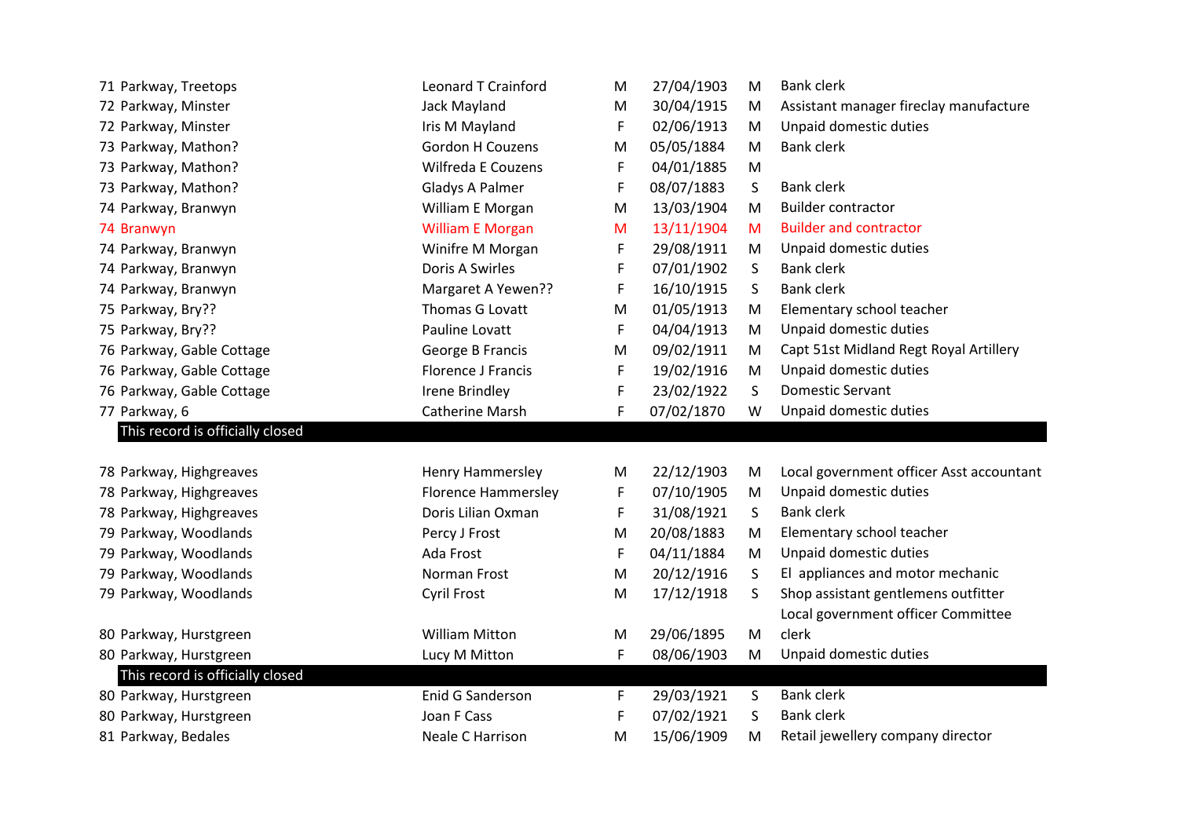| Address | Name | Sex | Date of birth | Marital status | Occupation |
|---|---|---|---|---|---|
| 71 Parkway, Treetops | Leonard T Crainford | M | 27/04/1903 | M | Bank clerk |
| 72 Parkway, Minster | Jack Mayland | M | 30/04/1915 | M | Assistant manager fireclay manufacture |
| 72 Parkway, Minster | Iris M Mayland | F | 02/06/1913 | M | Unpaid domestic duties |
| 73 Parkway, Mathon? | Gordon H Couzens | M | 05/05/1884 | M | Bank clerk |
| 73 Parkway, Mathon? | Wilfreda E Couzens | F | 04/01/1885 | M | |
| 73 Parkway, Mathon? | Gladys A Palmer | F | 08/07/1883 | S | Bank clerk |
| 74 Parkway, Branwyn | William E Morgan | M | 13/03/1904 | M | Builder contractor |
| 74 Branwyn | William E Morgan | M | 13/11/1904 | M | Builder and contractor |
| 74 Parkway, Branwyn | Winifre M Morgan | F | 29/08/1911 | M | Unpaid domestic duties |
| 74 Parkway, Branwyn | Doris A Swirles | F | 07/01/1902 | S | Bank clerk |
| 74 Parkway, Branwyn | Margaret A Yewen?? | F | 16/10/1915 | S | Bank clerk |
| 75 Parkway, Bry?? | Thomas G Lovatt | M | 01/05/1913 | M | Elementary school teacher |
| 75 Parkway, Bry?? | Pauline Lovatt | F | 04/04/1913 | M | Unpaid domestic duties |
| 76 Parkway, Gable Cottage | George B Francis | M | 09/02/1911 | M | Capt 51st Midland Regt Royal Artillery |
| 76 Parkway, Gable Cottage | Florence J Francis | F | 19/02/1916 | M | Unpaid domestic duties |
| 76 Parkway, Gable Cottage | Irene Brindley | F | 23/02/1922 | S | Domestic Servant |
| 77 Parkway, 6 | Catherine Marsh | F | 07/02/1870 | W | Unpaid domestic duties |
| This record is officially closed | | | | | |
| | | | | | |
| 78 Parkway, Highgreaves | Henry Hammersley | M | 22/12/1903 | M | Local government officer Asst accountant |
| 78 Parkway, Highgreaves | Florence Hammersley | F | 07/10/1905 | M | Unpaid domestic duties |
| 78 Parkway, Highgreaves | Doris Lilian Oxman | F | 31/08/1921 | S | Bank clerk |
| 79 Parkway, Woodlands | Percy J Frost | M | 20/08/1883 | M | Elementary school teacher |
| 79 Parkway, Woodlands | Ada Frost | F | 04/11/1884 | M | Unpaid domestic duties |
| 79 Parkway, Woodlands | Norman Frost | M | 20/12/1916 | S | El appliances and motor mechanic |
| 79 Parkway, Woodlands | Cyril Frost | M | 17/12/1918 | S | Shop assistant gentlemens outfitter |
| 80 Parkway, Hurstgreen | William Mitton | M | 29/06/1895 | M | Local government officer Committee clerk |
| 80 Parkway, Hurstgreen | Lucy M Mitton | F | 08/06/1903 | M | Unpaid domestic duties |
| This record is officially closed | | | | | |
| 80 Parkway, Hurstgreen | Enid G Sanderson | F | 29/03/1921 | S | Bank clerk |
| 80 Parkway, Hurstgreen | Joan F Cass | F | 07/02/1921 | S | Bank clerk |
| 81 Parkway, Bedales | Neale C Harrison | M | 15/06/1909 | M | Retail jewellery company director |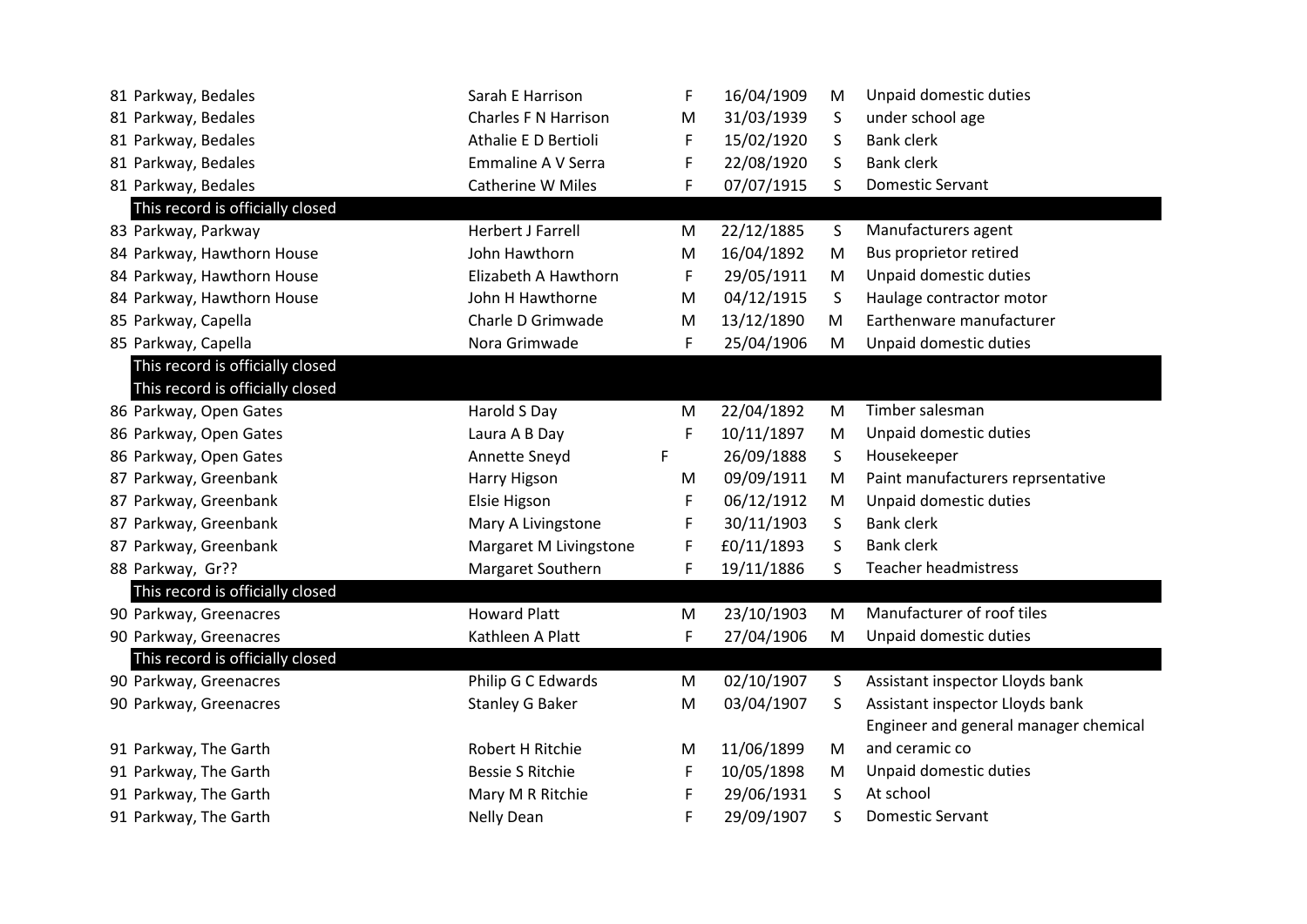| | | | | | |
|---|---|---|---|---|---|
| 81 Parkway, Bedales | Sarah E Harrison | F | 16/04/1909 | M | Unpaid domestic duties |
| 81 Parkway, Bedales | Charles F N Harrison | M | 31/03/1939 | S | under school age |
| 81 Parkway, Bedales | Athalie E D Bertioli | F | 15/02/1920 | S | Bank clerk |
| 81 Parkway, Bedales | Emmaline A V Serra | F | 22/08/1920 | S | Bank clerk |
| 81 Parkway, Bedales | Catherine W Miles | F | 07/07/1915 | S | Domestic Servant |
| This record is officially closed | | | | | |
| 83 Parkway, Parkway | Herbert J Farrell | M | 22/12/1885 | S | Manufacturers agent |
| 84 Parkway, Hawthorn House | John Hawthorn | M | 16/04/1892 | M | Bus proprietor retired |
| 84 Parkway, Hawthorn House | Elizabeth A Hawthorn | F | 29/05/1911 | M | Unpaid domestic duties |
| 84 Parkway, Hawthorn House | John H Hawthorne | M | 04/12/1915 | S | Haulage contractor motor |
| 85 Parkway, Capella | Charle D Grimwade | M | 13/12/1890 | M | Earthenware manufacturer |
| 85 Parkway, Capella | Nora Grimwade | F | 25/04/1906 | M | Unpaid domestic duties |
| This record is officially closed | | | | | |
| This record is officially closed | | | | | |
| 86 Parkway, Open Gates | Harold S Day | M | 22/04/1892 | M | Timber salesman |
| 86 Parkway, Open Gates | Laura A B Day | F | 10/11/1897 | M | Unpaid domestic duties |
| 86 Parkway, Open Gates | Annette Sneyd | F | 26/09/1888 | S | Housekeeper |
| 87 Parkway, Greenbank | Harry Higson | M | 09/09/1911 | M | Paint manufacturers reprsentative |
| 87 Parkway, Greenbank | Elsie Higson | F | 06/12/1912 | M | Unpaid domestic duties |
| 87 Parkway, Greenbank | Mary A Livingstone | F | 30/11/1903 | S | Bank clerk |
| 87 Parkway, Greenbank | Margaret M Livingstone | F | £0/11/1893 | S | Bank clerk |
| 88 Parkway, Gr?? | Margaret Southern | F | 19/11/1886 | S | Teacher headmistress |
| This record is officially closed | | | | | |
| 90 Parkway, Greenacres | Howard Platt | M | 23/10/1903 | M | Manufacturer of roof tiles |
| 90 Parkway, Greenacres | Kathleen A Platt | F | 27/04/1906 | M | Unpaid domestic duties |
| This record is officially closed | | | | | |
| 90 Parkway, Greenacres | Philip G C Edwards | M | 02/10/1907 | S | Assistant inspector Lloyds bank |
| 90 Parkway, Greenacres | Stanley G Baker | M | 03/04/1907 | S | Assistant inspector Lloyds bank |
| 91 Parkway, The Garth | Robert H Ritchie | M | 11/06/1899 | M | Engineer and general manager chemical and ceramic co |
| 91 Parkway, The Garth | Bessie S Ritchie | F | 10/05/1898 | M | Unpaid domestic duties |
| 91 Parkway, The Garth | Mary M R Ritchie | F | 29/06/1931 | S | At school |
| 91 Parkway, The Garth | Nelly Dean | F | 29/09/1907 | S | Domestic Servant |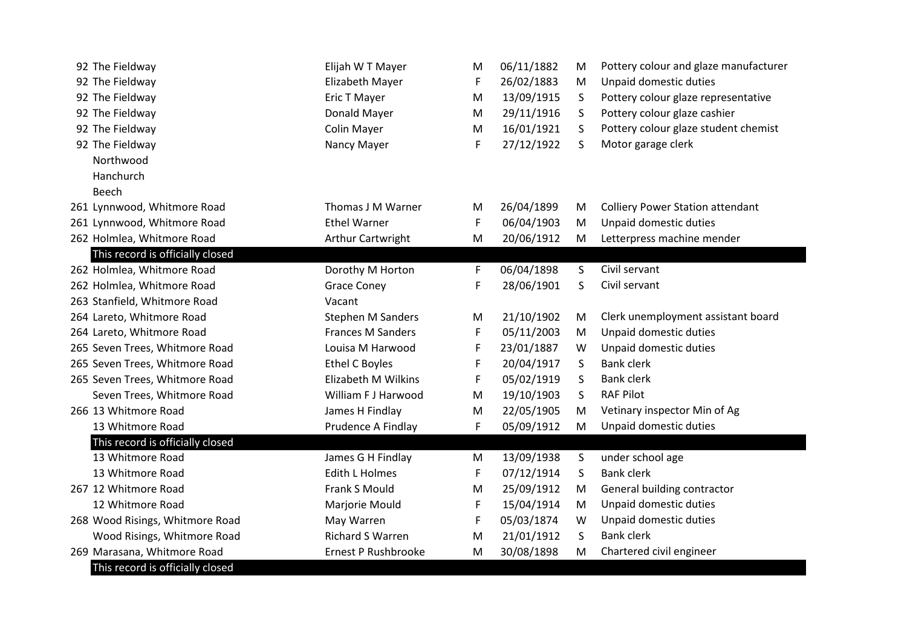| | | | | | | |
|---|---|---|---|---|---|---|
| 92 | The Fieldway | Elijah W T Mayer | M | 06/11/1882 | M | Pottery colour and glaze manufacturer |
| 92 | The Fieldway | Elizabeth Mayer | F | 26/02/1883 | M | Unpaid domestic duties |
| 92 | The Fieldway | Eric T Mayer | M | 13/09/1915 | S | Pottery colour glaze representative |
| 92 | The Fieldway | Donald Mayer | M | 29/11/1916 | S | Pottery colour glaze cashier |
| 92 | The Fieldway | Colin Mayer | M | 16/01/1921 | S | Pottery colour glaze student chemist |
| 92 | The Fieldway | Nancy Mayer | F | 27/12/1922 | S | Motor garage clerk |
| | Northwood | | | | | |
| | Hanchurch | | | | | |
| | Beech | | | | | |
| 261 | Lynnwood, Whitmore Road | Thomas J M Warner | M | 26/04/1899 | M | Colliery Power Station attendant |
| 261 | Lynnwood, Whitmore Road | Ethel Warner | F | 06/04/1903 | M | Unpaid domestic duties |
| 262 | Holmlea, Whitmore Road | Arthur Cartwright | M | 20/06/1912 | M | Letterpress machine mender |
| | This record is officially closed | | | | | |
| 262 | Holmlea, Whitmore Road | Dorothy M Horton | F | 06/04/1898 | S | Civil servant |
| 262 | Holmlea, Whitmore Road | Grace Coney | F | 28/06/1901 | S | Civil servant |
| 263 | Stanfield, Whitmore Road | Vacant | | | | |
| 264 | Lareto, Whitmore Road | Stephen M Sanders | M | 21/10/1902 | M | Clerk unemployment assistant board |
| 264 | Lareto, Whitmore Road | Frances M Sanders | F | 05/11/2003 | M | Unpaid domestic duties |
| 265 | Seven Trees, Whitmore Road | Louisa M Harwood | F | 23/01/1887 | W | Unpaid domestic duties |
| 265 | Seven Trees, Whitmore Road | Ethel C Boyles | F | 20/04/1917 | S | Bank clerk |
| 265 | Seven Trees, Whitmore Road | Elizabeth M Wilkins | F | 05/02/1919 | S | Bank clerk |
| | Seven Trees, Whitmore Road | William F J Harwood | M | 19/10/1903 | S | RAF Pilot |
| 266 | 13 Whitmore Road | James H Findlay | M | 22/05/1905 | M | Vetinary inspector Min of Ag |
| | 13 Whitmore Road | Prudence A Findlay | F | 05/09/1912 | M | Unpaid domestic duties |
| | This record is officially closed | | | | | |
| | 13 Whitmore Road | James G H Findlay | M | 13/09/1938 | S | under school age |
| | 13 Whitmore Road | Edith L Holmes | F | 07/12/1914 | S | Bank clerk |
| 267 | 12 Whitmore Road | Frank S Mould | M | 25/09/1912 | M | General building contractor |
| | 12 Whitmore Road | Marjorie Mould | F | 15/04/1914 | M | Unpaid domestic duties |
| 268 | Wood Risings, Whitmore Road | May Warren | F | 05/03/1874 | W | Unpaid domestic duties |
| | Wood Risings, Whitmore Road | Richard S Warren | M | 21/01/1912 | S | Bank clerk |
| 269 | Marasana, Whitmore Road | Ernest P Rushbrooke | M | 30/08/1898 | M | Chartered civil engineer |
| | This record is officially closed | | | | | |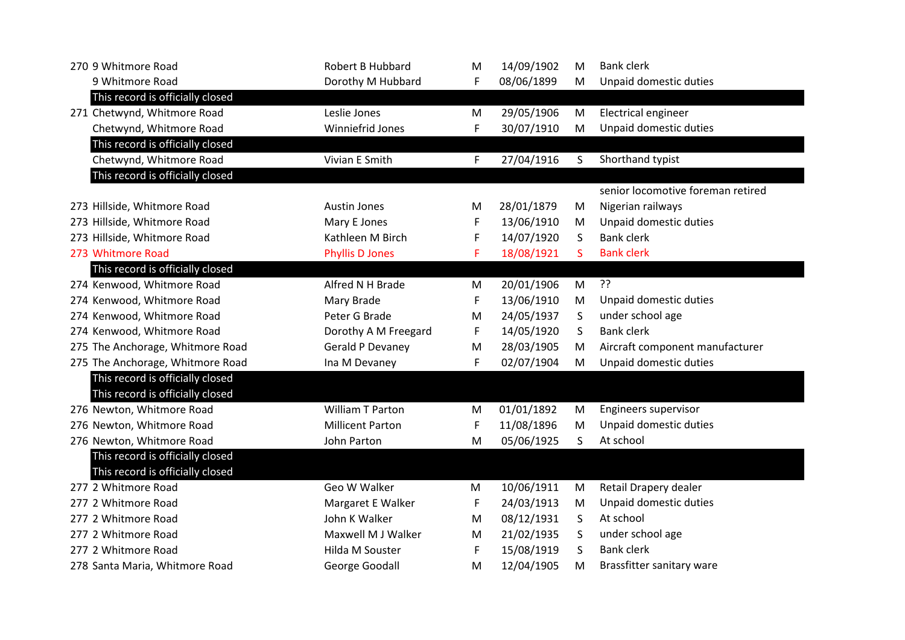| | | | | | | |
|---|---|---|---|---|---|---|
| 270 | 9 Whitmore Road | Robert B Hubbard | M | 14/09/1902 | M | Bank clerk |
| | 9 Whitmore Road | Dorothy M Hubbard | F | 08/06/1899 | M | Unpaid domestic duties |
| | This record is officially closed | | | | | |
| 271 | Chetwynd, Whitmore Road | Leslie Jones | M | 29/05/1906 | M | Electrical engineer |
| | Chetwynd, Whitmore Road | Winniefrid Jones | F | 30/07/1910 | M | Unpaid domestic duties |
| | This record is officially closed | | | | | |
| | Chetwynd, Whitmore Road | Vivian E Smith | F | 27/04/1916 | S | Shorthand typist |
| | This record is officially closed | | | | | |
| 273 | Hillside, Whitmore Road | Austin Jones | M | 28/01/1879 | M | senior locomotive foreman retired Nigerian railways |
| 273 | Hillside, Whitmore Road | Mary E Jones | F | 13/06/1910 | M | Unpaid domestic duties |
| 273 | Hillside, Whitmore Road | Kathleen M Birch | F | 14/07/1920 | S | Bank clerk |
| 273 | Whitmore Road | Phyllis D Jones | F | 18/08/1921 | S | Bank clerk |
| | This record is officially closed | | | | | |
| 274 | Kenwood, Whitmore Road | Alfred N H Brade | M | 20/01/1906 | M | ?? |
| 274 | Kenwood, Whitmore Road | Mary Brade | F | 13/06/1910 | M | Unpaid domestic duties |
| 274 | Kenwood, Whitmore Road | Peter G Brade | M | 24/05/1937 | S | under school age |
| 274 | Kenwood, Whitmore Road | Dorothy A M Freegard | F | 14/05/1920 | S | Bank clerk |
| 275 | The Anchorage, Whitmore Road | Gerald P Devaney | M | 28/03/1905 | M | Aircraft component manufacturer |
| 275 | The Anchorage, Whitmore Road | Ina M Devaney | F | 02/07/1904 | M | Unpaid domestic duties |
| | This record is officially closed | | | | | |
| | This record is officially closed | | | | | |
| 276 | Newton, Whitmore Road | William T Parton | M | 01/01/1892 | M | Engineers supervisor |
| 276 | Newton, Whitmore Road | Millicent Parton | F | 11/08/1896 | M | Unpaid domestic duties |
| 276 | Newton, Whitmore Road | John Parton | M | 05/06/1925 | S | At school |
| | This record is officially closed | | | | | |
| | This record is officially closed | | | | | |
| 277 | 2 Whitmore Road | Geo W Walker | M | 10/06/1911 | M | Retail Drapery dealer |
| 277 | 2 Whitmore Road | Margaret E Walker | F | 24/03/1913 | M | Unpaid domestic duties |
| 277 | 2 Whitmore Road | John K Walker | M | 08/12/1931 | S | At school |
| 277 | 2 Whitmore Road | Maxwell M J Walker | M | 21/02/1935 | S | under school age |
| 277 | 2 Whitmore Road | Hilda M Souster | F | 15/08/1919 | S | Bank clerk |
| 278 | Santa Maria, Whitmore Road | George Goodall | M | 12/04/1905 | M | Brassfitter sanitary ware |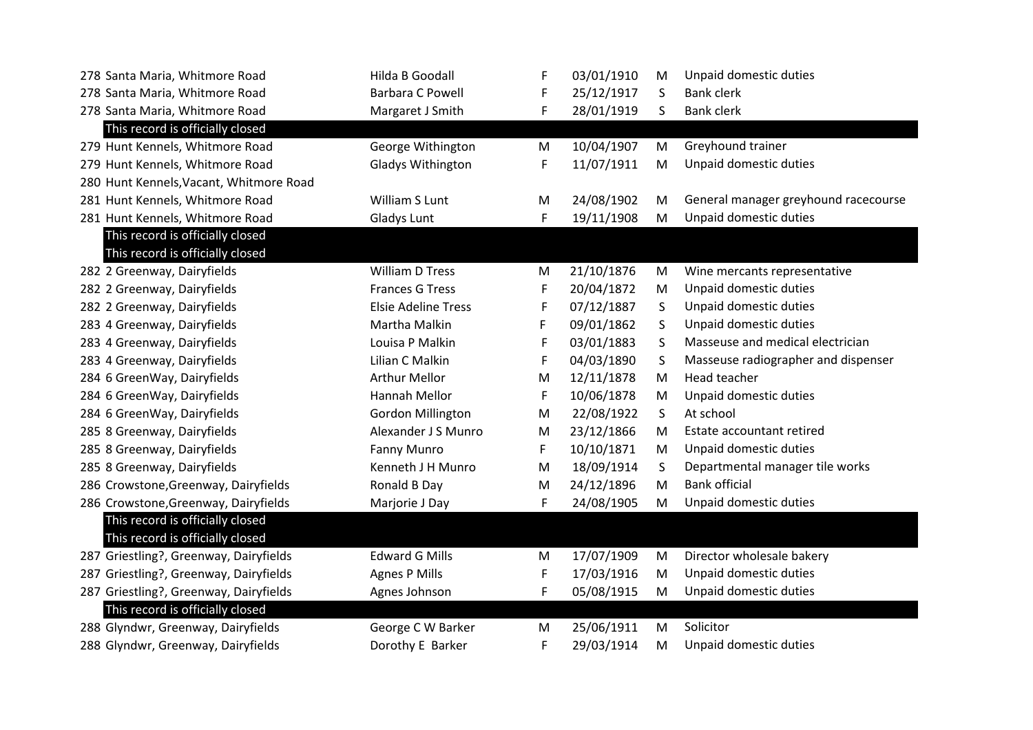| | | | | | |
|---|---|---|---|---|---|
| 278 Santa Maria, Whitmore Road | Hilda B Goodall | F | 03/01/1910 | M | Unpaid domestic duties |
| 278 Santa Maria, Whitmore Road | Barbara C Powell | F | 25/12/1917 | S | Bank clerk |
| 278 Santa Maria, Whitmore Road | Margaret J Smith | F | 28/01/1919 | S | Bank clerk |
| This record is officially closed | | | | | |
| 279 Hunt Kennels, Whitmore Road | George Withington | M | 10/04/1907 | M | Greyhound trainer |
| 279 Hunt Kennels, Whitmore Road | Gladys Withington | F | 11/07/1911 | M | Unpaid domestic duties |
| 280 Hunt Kennels,Vacant, Whitmore Road | | | | | |
| 281 Hunt Kennels, Whitmore Road | William S Lunt | M | 24/08/1902 | M | General manager greyhound racecourse |
| 281 Hunt Kennels, Whitmore Road | Gladys Lunt | F | 19/11/1908 | M | Unpaid domestic duties |
| This record is officially closed | | | | | |
| This record is officially closed | | | | | |
| 282 2 Greenway, Dairyfields | William D Tress | M | 21/10/1876 | M | Wine mercants representative |
| 282 2 Greenway, Dairyfields | Frances G Tress | F | 20/04/1872 | M | Unpaid domestic duties |
| 282 2 Greenway, Dairyfields | Elsie Adeline Tress | F | 07/12/1887 | S | Unpaid domestic duties |
| 283 4 Greenway, Dairyfields | Martha Malkin | F | 09/01/1862 | S | Unpaid domestic duties |
| 283 4 Greenway, Dairyfields | Louisa P Malkin | F | 03/01/1883 | S | Masseuse and medical electrician |
| 283 4 Greenway, Dairyfields | Lilian C Malkin | F | 04/03/1890 | S | Masseuse radiographer and dispenser |
| 284 6 GreenWay, Dairyfields | Arthur Mellor | M | 12/11/1878 | M | Head teacher |
| 284 6 GreenWay, Dairyfields | Hannah Mellor | F | 10/06/1878 | M | Unpaid domestic duties |
| 284 6 GreenWay, Dairyfields | Gordon Millington | M | 22/08/1922 | S | At school |
| 285 8 Greenway, Dairyfields | Alexander J S Munro | M | 23/12/1866 | M | Estate accountant retired |
| 285 8 Greenway, Dairyfields | Fanny Munro | F | 10/10/1871 | M | Unpaid domestic duties |
| 285 8 Greenway, Dairyfields | Kenneth J H Munro | M | 18/09/1914 | S | Departmental manager tile works |
| 286 Crowstone,Greenway, Dairyfields | Ronald B Day | M | 24/12/1896 | M | Bank official |
| 286 Crowstone,Greenway, Dairyfields | Marjorie J Day | F | 24/08/1905 | M | Unpaid domestic duties |
| This record is officially closed | | | | | |
| This record is officially closed | | | | | |
| 287 Griestling?, Greenway, Dairyfields | Edward G Mills | M | 17/07/1909 | M | Director wholesale bakery |
| 287 Griestling?, Greenway, Dairyfields | Agnes P Mills | F | 17/03/1916 | M | Unpaid domestic duties |
| 287 Griestling?, Greenway, Dairyfields | Agnes Johnson | F | 05/08/1915 | M | Unpaid domestic duties |
| This record is officially closed | | | | | |
| 288 Glyndwr, Greenway, Dairyfields | George C W Barker | M | 25/06/1911 | M | Solicitor |
| 288 Glyndwr, Greenway, Dairyfields | Dorothy E Barker | F | 29/03/1914 | M | Unpaid domestic duties |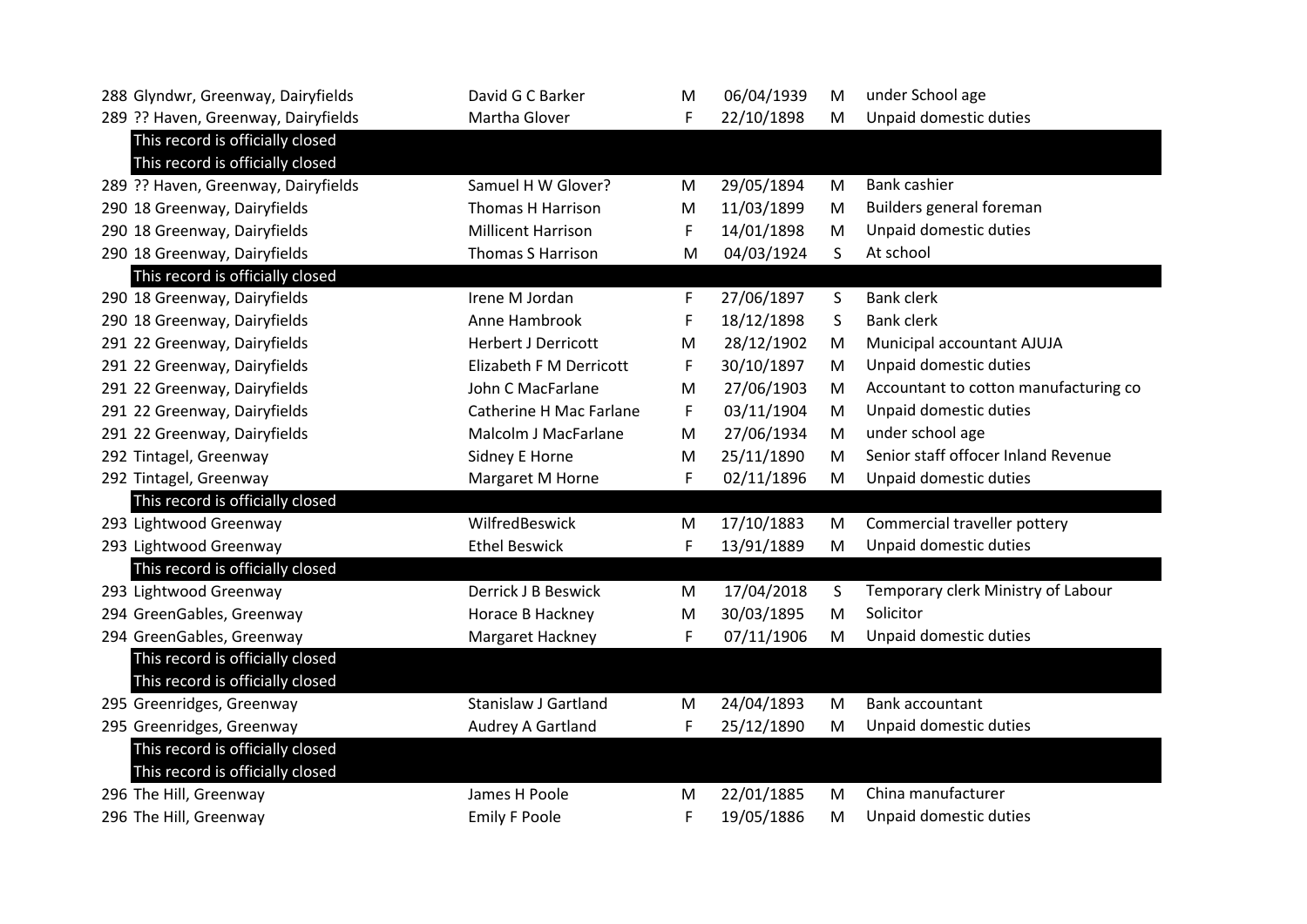| | | | | | |
|---|---|---|---|---|---|
| 288 Glyndwr, Greenway, Dairyfields | David G C Barker | M | 06/04/1939 | M | under School age |
| 289 ?? Haven, Greenway, Dairyfields | Martha Glover | F | 22/10/1898 | M | Unpaid domestic duties |
| This record is officially closed | | | | | |
| This record is officially closed | | | | | |
| 289 ?? Haven, Greenway, Dairyfields | Samuel H W Glover? | M | 29/05/1894 | M | Bank cashier |
| 290 18 Greenway, Dairyfields | Thomas H Harrison | M | 11/03/1899 | M | Builders general foreman |
| 290 18 Greenway, Dairyfields | Millicent Harrison | F | 14/01/1898 | M | Unpaid domestic duties |
| 290 18 Greenway, Dairyfields | Thomas S Harrison | M | 04/03/1924 | S | At school |
| This record is officially closed | | | | | |
| 290 18 Greenway, Dairyfields | Irene M Jordan | F | 27/06/1897 | S | Bank clerk |
| 290 18 Greenway, Dairyfields | Anne Hambrook | F | 18/12/1898 | S | Bank clerk |
| 291 22 Greenway, Dairyfields | Herbert J Derricott | M | 28/12/1902 | M | Municipal accountant AJUJA |
| 291 22 Greenway, Dairyfields | Elizabeth F M Derricott | F | 30/10/1897 | M | Unpaid domestic duties |
| 291 22 Greenway, Dairyfields | John C MacFarlane | M | 27/06/1903 | M | Accountant to cotton manufacturing co |
| 291 22 Greenway, Dairyfields | Catherine H Mac Farlane | F | 03/11/1904 | M | Unpaid domestic duties |
| 291 22 Greenway, Dairyfields | Malcolm J MacFarlane | M | 27/06/1934 | M | under school age |
| 292 Tintagel, Greenway | Sidney E Horne | M | 25/11/1890 | M | Senior staff offocer Inland Revenue |
| 292 Tintagel, Greenway | Margaret M Horne | F | 02/11/1896 | M | Unpaid domestic duties |
| This record is officially closed | | | | | |
| 293 Lightwood Greenway | WilfredBeswick | M | 17/10/1883 | M | Commercial traveller pottery |
| 293 Lightwood Greenway | Ethel Beswick | F | 13/91/1889 | M | Unpaid domestic duties |
| This record is officially closed | | | | | |
| 293 Lightwood Greenway | Derrick J B Beswick | M | 17/04/2018 | S | Temporary clerk Ministry of Labour |
| 294 GreenGables, Greenway | Horace B Hackney | M | 30/03/1895 | M | Solicitor |
| 294 GreenGables, Greenway | Margaret Hackney | F | 07/11/1906 | M | Unpaid domestic duties |
| This record is officially closed | | | | | |
| This record is officially closed | | | | | |
| 295 Greenridges, Greenway | Stanislaw J Gartland | M | 24/04/1893 | M | Bank accountant |
| 295 Greenridges, Greenway | Audrey A Gartland | F | 25/12/1890 | M | Unpaid domestic duties |
| This record is officially closed | | | | | |
| This record is officially closed | | | | | |
| 296 The Hill, Greenway | James H Poole | M | 22/01/1885 | M | China manufacturer |
| 296 The Hill, Greenway | Emily F Poole | F | 19/05/1886 | M | Unpaid domestic duties |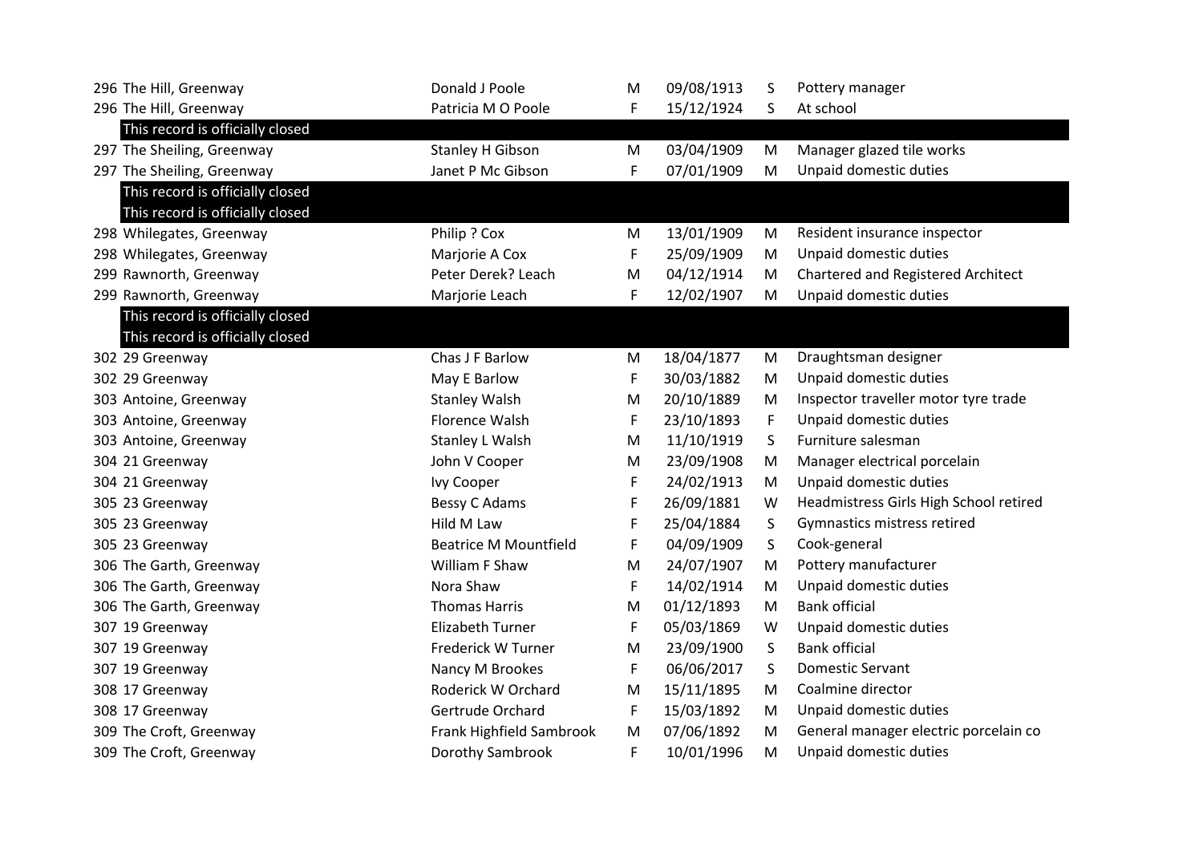| | | | | | |
|---|---|---|---|---|---|
| 296 The Hill, Greenway | Donald J Poole | M | 09/08/1913 | S | Pottery manager |
| 296 The Hill, Greenway | Patricia M O Poole | F | 15/12/1924 | S | At school |
| This record is officially closed | | | | | |
| 297 The Sheiling, Greenway | Stanley H Gibson | M | 03/04/1909 | M | Manager glazed tile works |
| 297 The Sheiling, Greenway | Janet P Mc Gibson | F | 07/01/1909 | M | Unpaid domestic duties |
| This record is officially closed | | | | | |
| This record is officially closed | | | | | |
| 298 Whilegates, Greenway | Philip ? Cox | M | 13/01/1909 | M | Resident insurance inspector |
| 298 Whilegates, Greenway | Marjorie A Cox | F | 25/09/1909 | M | Unpaid domestic duties |
| 299 Rawnorth, Greenway | Peter Derek? Leach | M | 04/12/1914 | M | Chartered and Registered Architect |
| 299 Rawnorth, Greenway | Marjorie Leach | F | 12/02/1907 | M | Unpaid domestic duties |
| This record is officially closed | | | | | |
| This record is officially closed | | | | | |
| 302 29 Greenway | Chas J F Barlow | M | 18/04/1877 | M | Draughtsman designer |
| 302 29 Greenway | May E Barlow | F | 30/03/1882 | M | Unpaid domestic duties |
| 303 Antoine, Greenway | Stanley Walsh | M | 20/10/1889 | M | Inspector traveller motor tyre trade |
| 303 Antoine, Greenway | Florence Walsh | F | 23/10/1893 | F | Unpaid domestic duties |
| 303 Antoine, Greenway | Stanley L Walsh | M | 11/10/1919 | S | Furniture salesman |
| 304 21 Greenway | John V Cooper | M | 23/09/1908 | M | Manager electrical porcelain |
| 304 21 Greenway | Ivy Cooper | F | 24/02/1913 | M | Unpaid domestic duties |
| 305 23 Greenway | Bessy C Adams | F | 26/09/1881 | W | Headmistress Girls High School retired |
| 305 23 Greenway | Hild M Law | F | 25/04/1884 | S | Gymnastics mistress retired |
| 305 23 Greenway | Beatrice M Mountfield | F | 04/09/1909 | S | Cook-general |
| 306 The Garth, Greenway | William F Shaw | M | 24/07/1907 | M | Pottery manufacturer |
| 306 The Garth, Greenway | Nora Shaw | F | 14/02/1914 | M | Unpaid domestic duties |
| 306 The Garth, Greenway | Thomas Harris | M | 01/12/1893 | M | Bank official |
| 307 19 Greenway | Elizabeth Turner | F | 05/03/1869 | W | Unpaid domestic duties |
| 307 19 Greenway | Frederick W Turner | M | 23/09/1900 | S | Bank official |
| 307 19 Greenway | Nancy M Brookes | F | 06/06/2017 | S | Domestic Servant |
| 308 17 Greenway | Roderick W Orchard | M | 15/11/1895 | M | Coalmine director |
| 308 17 Greenway | Gertrude Orchard | F | 15/03/1892 | M | Unpaid domestic duties |
| 309 The Croft, Greenway | Frank Highfield Sambrook | M | 07/06/1892 | M | General manager electric porcelain co |
| 309 The Croft, Greenway | Dorothy Sambrook | F | 10/01/1996 | M | Unpaid domestic duties |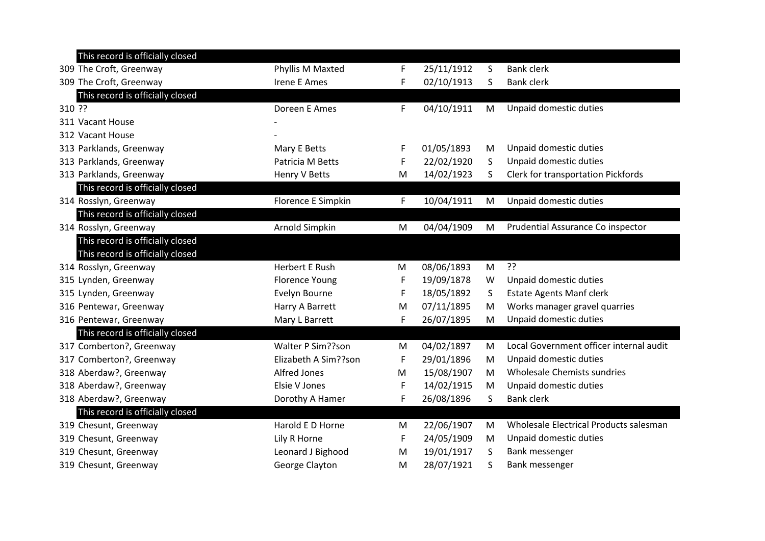| | | | | | |
|---|---|---|---|---|---|
| This record is officially closed | | | | | |
| 309 The Croft, Greenway | Phyllis M Maxted | F | 25/11/1912 | S | Bank clerk |
| 309 The Croft, Greenway | Irene E Ames | F | 02/10/1913 | S | Bank clerk |
| This record is officially closed | | | | | |
| 310 ?? | Doreen E Ames | F | 04/10/1911 | M | Unpaid domestic duties |
| 311 Vacant House | - | | | | |
| 312 Vacant House | - | | | | |
| 313 Parklands, Greenway | Mary E Betts | F | 01/05/1893 | M | Unpaid domestic duties |
| 313 Parklands, Greenway | Patricia M Betts | F | 22/02/1920 | S | Unpaid domestic duties |
| 313 Parklands, Greenway | Henry V Betts | M | 14/02/1923 | S | Clerk for transportation Pickfords |
| This record is officially closed | | | | | |
| 314 Rosslyn, Greenway | Florence E Simpkin | F | 10/04/1911 | M | Unpaid domestic duties |
| This record is officially closed | | | | | |
| 314 Rosslyn, Greenway | Arnold Simpkin | M | 04/04/1909 | M | Prudential Assurance Co inspector |
| This record is officially closed | | | | | |
| This record is officially closed | | | | | |
| 314 Rosslyn, Greenway | Herbert E Rush | M | 08/06/1893 | M | ?? |
| 315 Lynden, Greenway | Florence Young | F | 19/09/1878 | W | Unpaid domestic duties |
| 315 Lynden, Greenway | Evelyn Bourne | F | 18/05/1892 | S | Estate Agents Manf clerk |
| 316 Pentewar, Greenway | Harry A Barrett | M | 07/11/1895 | M | Works manager gravel quarries |
| 316 Pentewar, Greenway | Mary L Barrett | F | 26/07/1895 | M | Unpaid domestic duties |
| This record is officially closed | | | | | |
| 317 Comberton?, Greenway | Walter P Sim??son | M | 04/02/1897 | M | Local Government officer internal audit |
| 317 Comberton?, Greenway | Elizabeth A Sim??son | F | 29/01/1896 | M | Unpaid domestic duties |
| 318 Aberdaw?, Greenway | Alfred Jones | M | 15/08/1907 | M | Wholesale Chemists sundries |
| 318 Aberdaw?, Greenway | Elsie V Jones | F | 14/02/1915 | M | Unpaid domestic duties |
| 318 Aberdaw?, Greenway | Dorothy A Hamer | F | 26/08/1896 | S | Bank clerk |
| This record is officially closed | | | | | |
| 319 Chesunt, Greenway | Harold E D Horne | M | 22/06/1907 | M | Wholesale Electrical Products salesman |
| 319 Chesunt, Greenway | Lily R Horne | F | 24/05/1909 | M | Unpaid domestic duties |
| 319 Chesunt, Greenway | Leonard J Bighood | M | 19/01/1917 | S | Bank messenger |
| 319 Chesunt, Greenway | George Clayton | M | 28/07/1921 | S | Bank messenger |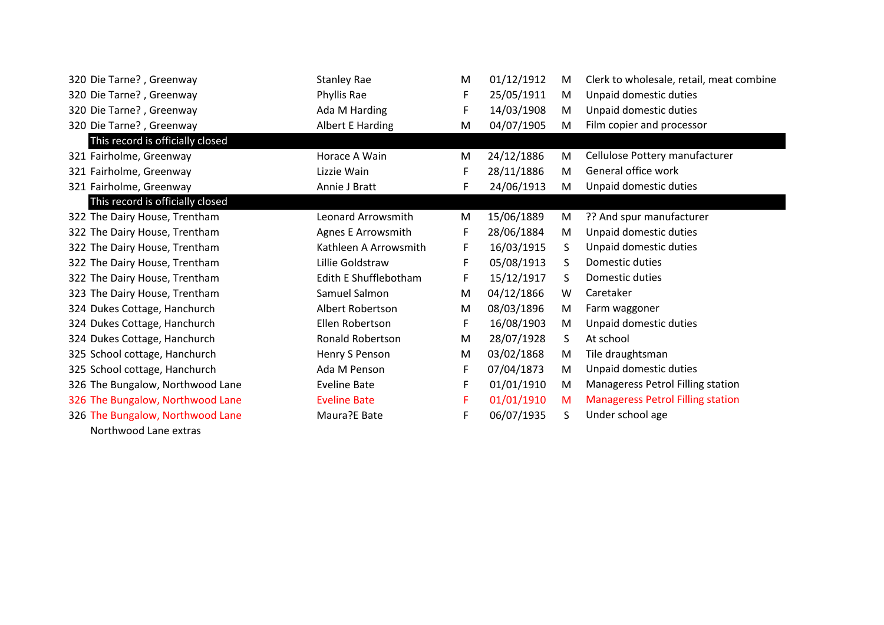| | | | | | | |
|---|---|---|---|---|---|---|
| 320 | Die Tarne? , Greenway | Stanley Rae | M | 01/12/1912 | M | Clerk to wholesale, retail, meat combine |
| 320 | Die Tarne? , Greenway | Phyllis Rae | F | 25/05/1911 | M | Unpaid domestic duties |
| 320 | Die Tarne? , Greenway | Ada M Harding | F | 14/03/1908 | M | Unpaid domestic duties |
| 320 | Die Tarne? , Greenway | Albert E Harding | M | 04/07/1905 | M | Film copier and processor |
| | This record is officially closed | | | | | |
| 321 | Fairholme, Greenway | Horace A Wain | M | 24/12/1886 | M | Cellulose Pottery manufacturer |
| 321 | Fairholme, Greenway | Lizzie Wain | F | 28/11/1886 | M | General office work |
| 321 | Fairholme, Greenway | Annie J Bratt | F | 24/06/1913 | M | Unpaid domestic duties |
| | This record is officially closed | | | | | |
| 322 | The Dairy House, Trentham | Leonard Arrowsmith | M | 15/06/1889 | M | ?? And spur manufacturer |
| 322 | The Dairy House, Trentham | Agnes E Arrowsmith | F | 28/06/1884 | M | Unpaid domestic duties |
| 322 | The Dairy House, Trentham | Kathleen A Arrowsmith | F | 16/03/1915 | S | Unpaid domestic duties |
| 322 | The Dairy House, Trentham | Lillie Goldstraw | F | 05/08/1913 | S | Domestic duties |
| 322 | The Dairy House, Trentham | Edith E Shufflebotham | F | 15/12/1917 | S | Domestic duties |
| 323 | The Dairy House, Trentham | Samuel Salmon | M | 04/12/1866 | W | Caretaker |
| 324 | Dukes Cottage, Hanchurch | Albert Robertson | M | 08/03/1896 | M | Farm waggoner |
| 324 | Dukes Cottage, Hanchurch | Ellen Robertson | F | 16/08/1903 | M | Unpaid domestic duties |
| 324 | Dukes Cottage, Hanchurch | Ronald Robertson | M | 28/07/1928 | S | At school |
| 325 | School cottage, Hanchurch | Henry S Penson | M | 03/02/1868 | M | Tile draughtsman |
| 325 | School cottage, Hanchurch | Ada M Penson | F | 07/04/1873 | M | Unpaid domestic duties |
| 326 | The Bungalow, Northwood Lane | Eveline Bate | F | 01/01/1910 | M | Manageress Petrol Filling station |
| 326 | The Bungalow, Northwood Lane | Eveline Bate | F | 01/01/1910 | M | Manageress Petrol Filling station |
| 326 | The Bungalow, Northwood Lane | Maura?E Bate | F | 06/07/1935 | S | Under school age |
| | Northwood Lane extras | | | | | |